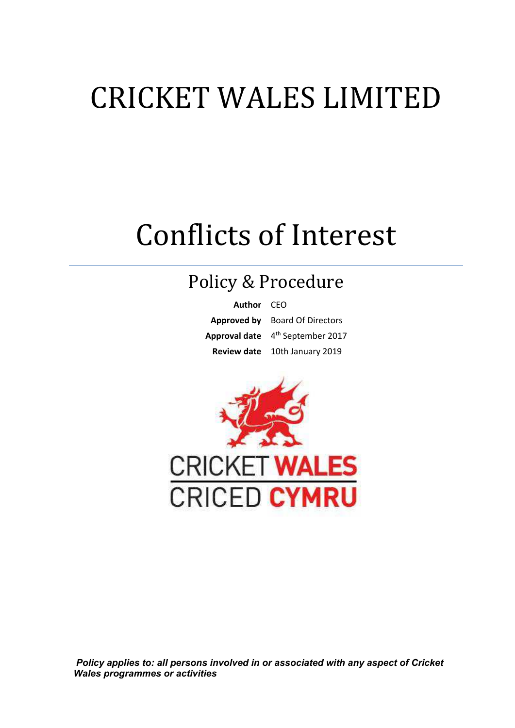# CRICKET WALES LIMITED

# Conflicts of Interest

## Policy & Procedure

| | |
|---|---|
| **Author** | CEO |
| **Approved by** | Board Of Directors |
| **Approval date** | 4th September 2017 |
| **Review date** | 10th January 2019 |

CRICKET WALES
CRICED CYMRU

***Policy applies to: all persons involved in or associated with any aspect of Cricket Wales programmes or activities***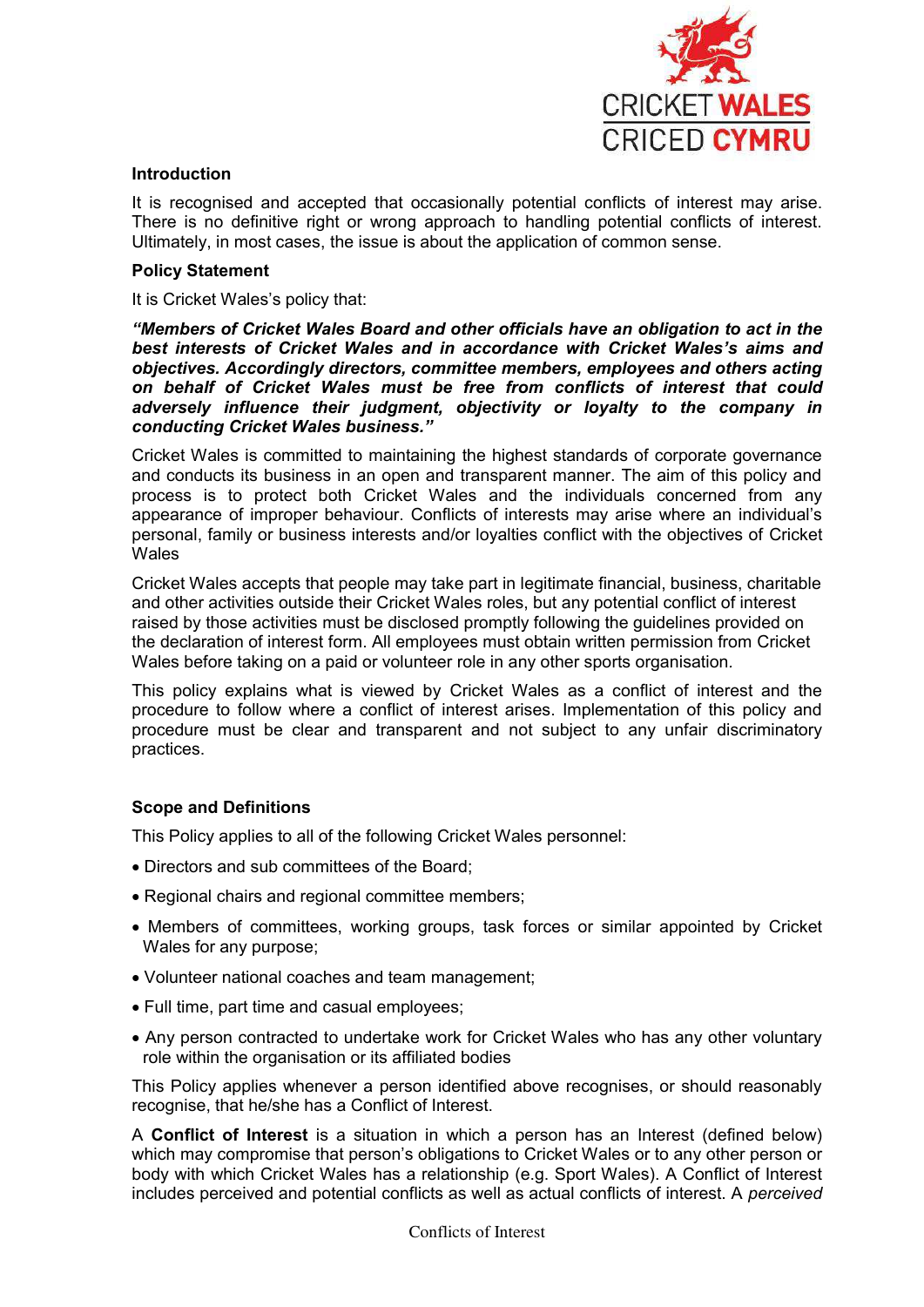### Introduction

It is recognised and accepted that occasionally potential conflicts of interest may arise. There is no definitive right or wrong approach to handling potential conflicts of interest. Ultimately, in most cases, the issue is about the application of common sense.

### Policy Statement

It is Cricket Wales's policy that:

***"Members of Cricket Wales Board and other officials have an obligation to act in the best interests of Cricket Wales and in accordance with Cricket Wales's aims and objectives. Accordingly directors, committee members, employees and others acting on behalf of Cricket Wales must be free from conflicts of interest that could adversely influence their judgment, objectivity or loyalty to the company in conducting Cricket Wales business."***

Cricket Wales is committed to maintaining the highest standards of corporate governance and conducts its business in an open and transparent manner. The aim of this policy and process is to protect both Cricket Wales and the individuals concerned from any appearance of improper behaviour. Conflicts of interests may arise where an individual's personal, family or business interests and/or loyalties conflict with the objectives of Cricket Wales

Cricket Wales accepts that people may take part in legitimate financial, business, charitable and other activities outside their Cricket Wales roles, but any potential conflict of interest raised by those activities must be disclosed promptly following the guidelines provided on the declaration of interest form. All employees must obtain written permission from Cricket Wales before taking on a paid or volunteer role in any other sports organisation.

This policy explains what is viewed by Cricket Wales as a conflict of interest and the procedure to follow where a conflict of interest arises. Implementation of this policy and procedure must be clear and transparent and not subject to any unfair discriminatory practices.

### Scope and Definitions

This Policy applies to all of the following Cricket Wales personnel:

- Directors and sub committees of the Board;
- Regional chairs and regional committee members;
- Members of committees, working groups, task forces or similar appointed by Cricket Wales for any purpose;
- Volunteer national coaches and team management;
- Full time, part time and casual employees;
- Any person contracted to undertake work for Cricket Wales who has any other voluntary role within the organisation or its affiliated bodies

This Policy applies whenever a person identified above recognises, or should reasonably recognise, that he/she has a Conflict of Interest.

A **Conflict of Interest** is a situation in which a person has an Interest (defined below) which may compromise that person's obligations to Cricket Wales or to any other person or body with which Cricket Wales has a relationship (e.g. Sport Wales). A Conflict of Interest includes perceived and potential conflicts as well as actual conflicts of interest. A *perceived*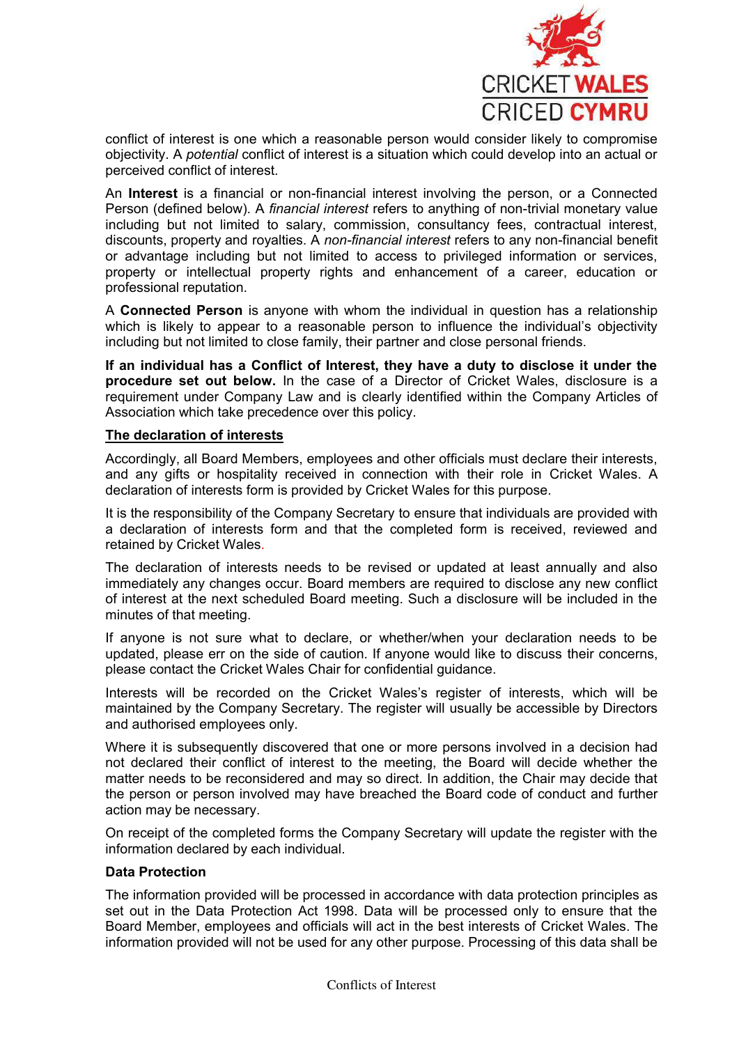conflict of interest is one which a reasonable person would consider likely to compromise objectivity. A *potential* conflict of interest is a situation which could develop into an actual or perceived conflict of interest.

An **Interest** is a financial or non-financial interest involving the person, or a Connected Person (defined below). A *financial interest* refers to anything of non-trivial monetary value including but not limited to salary, commission, consultancy fees, contractual interest, discounts, property and royalties. A *non-financial interest* refers to any non-financial benefit or advantage including but not limited to access to privileged information or services, property or intellectual property rights and enhancement of a career, education or professional reputation.

A **Connected Person** is anyone with whom the individual in question has a relationship which is likely to appear to a reasonable person to influence the individual's objectivity including but not limited to close family, their partner and close personal friends.

**If an individual has a Conflict of Interest, they have a duty to disclose it under the procedure set out below.** In the case of a Director of Cricket Wales, disclosure is a requirement under Company Law and is clearly identified within the Company Articles of Association which take precedence over this policy.

## The declaration of interests

Accordingly, all Board Members, employees and other officials must declare their interests, and any gifts or hospitality received in connection with their role in Cricket Wales. A declaration of interests form is provided by Cricket Wales for this purpose.

It is the responsibility of the Company Secretary to ensure that individuals are provided with a declaration of interests form and that the completed form is received, reviewed and retained by Cricket Wales.

The declaration of interests needs to be revised or updated at least annually and also immediately any changes occur. Board members are required to disclose any new conflict of interest at the next scheduled Board meeting. Such a disclosure will be included in the minutes of that meeting.

If anyone is not sure what to declare, or whether/when your declaration needs to be updated, please err on the side of caution. If anyone would like to discuss their concerns, please contact the Cricket Wales Chair for confidential guidance.

Interests will be recorded on the Cricket Wales's register of interests, which will be maintained by the Company Secretary. The register will usually be accessible by Directors and authorised employees only.

Where it is subsequently discovered that one or more persons involved in a decision had not declared their conflict of interest to the meeting, the Board will decide whether the matter needs to be reconsidered and may so direct. In addition, the Chair may decide that the person or person involved may have breached the Board code of conduct and further action may be necessary.

On receipt of the completed forms the Company Secretary will update the register with the information declared by each individual.

### Data Protection

The information provided will be processed in accordance with data protection principles as set out in the Data Protection Act 1998. Data will be processed only to ensure that the Board Member, employees and officials will act in the best interests of Cricket Wales. The information provided will not be used for any other purpose. Processing of this data shall be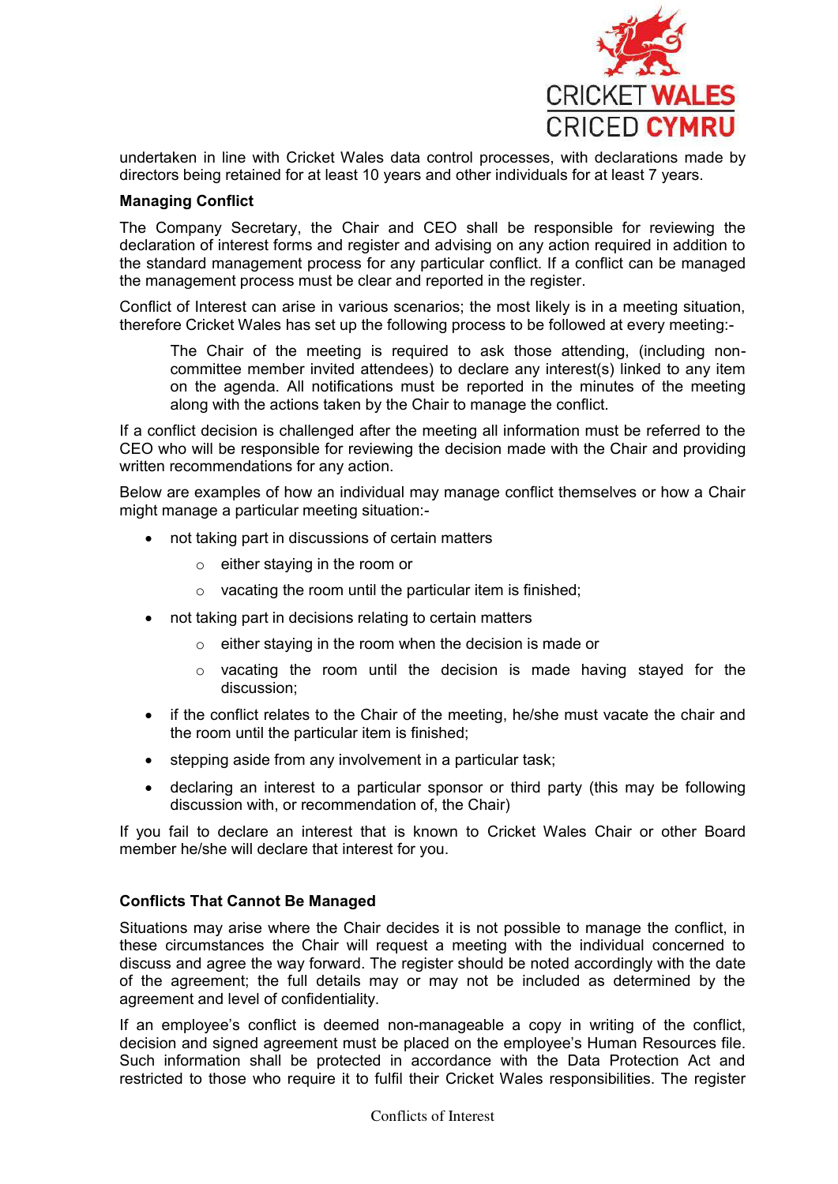undertaken in line with Cricket Wales data control processes, with declarations made by directors being retained for at least 10 years and other individuals for at least 7 years.

**Managing Conflict**

The Company Secretary, the Chair and CEO shall be responsible for reviewing the declaration of interest forms and register and advising on any action required in addition to the standard management process for any particular conflict. If a conflict can be managed the management process must be clear and reported in the register.

Conflict of Interest can arise in various scenarios; the most likely is in a meeting situation, therefore Cricket Wales has set up the following process to be followed at every meeting:-

> The Chair of the meeting is required to ask those attending, (including non-committee member invited attendees) to declare any interest(s) linked to any item on the agenda. All notifications must be reported in the minutes of the meeting along with the actions taken by the Chair to manage the conflict.

If a conflict decision is challenged after the meeting all information must be referred to the CEO who will be responsible for reviewing the decision made with the Chair and providing written recommendations for any action.

Below are examples of how an individual may manage conflict themselves or how a Chair might manage a particular meeting situation:-

- not taking part in discussions of certain matters
  - either staying in the room or
  - vacating the room until the particular item is finished;
- not taking part in decisions relating to certain matters
  - either staying in the room when the decision is made or
  - vacating the room until the decision is made having stayed for the discussion;
- if the conflict relates to the Chair of the meeting, he/she must vacate the chair and the room until the particular item is finished;
- stepping aside from any involvement in a particular task;
- declaring an interest to a particular sponsor or third party (this may be following discussion with, or recommendation of, the Chair)

If you fail to declare an interest that is known to Cricket Wales Chair or other Board member he/she will declare that interest for you.

**Conflicts That Cannot Be Managed**

Situations may arise where the Chair decides it is not possible to manage the conflict, in these circumstances the Chair will request a meeting with the individual concerned to discuss and agree the way forward. The register should be noted accordingly with the date of the agreement; the full details may or may not be included as determined by the agreement and level of confidentiality.

If an employee's conflict is deemed non-manageable a copy in writing of the conflict, decision and signed agreement must be placed on the employee's Human Resources file. Such information shall be protected in accordance with the Data Protection Act and restricted to those who require it to fulfil their Cricket Wales responsibilities. The register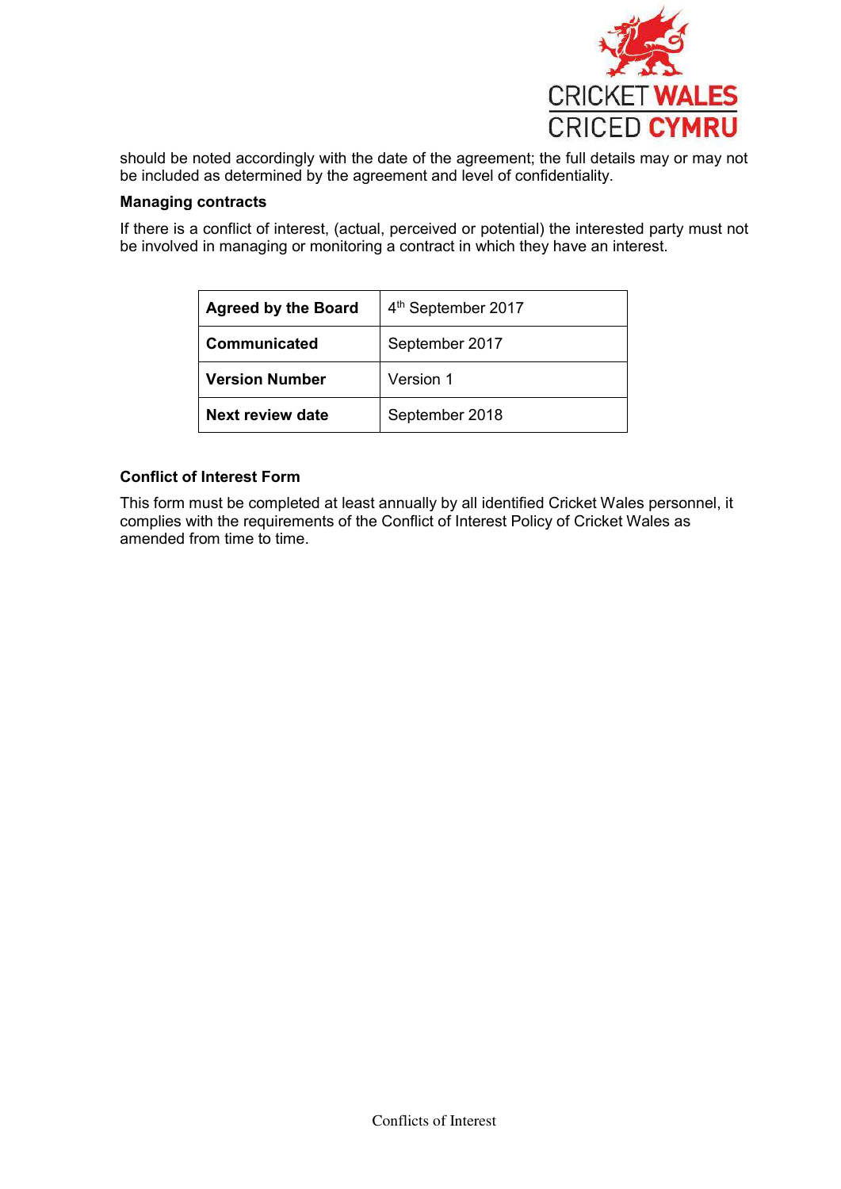should be noted accordingly with the date of the agreement; the full details may or may not be included as determined by the agreement and level of confidentiality.

### Managing contracts

If there is a conflict of interest, (actual, perceived or potential) the interested party must not be involved in managing or monitoring a contract in which they have an interest.

| | |
|---|---|
| **Agreed by the Board** | 4th September 2017 |
| **Communicated** | September 2017 |
| **Version Number** | Version 1 |
| **Next review date** | September 2018 |

### Conflict of Interest Form

This form must be completed at least annually by all identified Cricket Wales personnel, it complies with the requirements of the Conflict of Interest Policy of Cricket Wales as amended from time to time.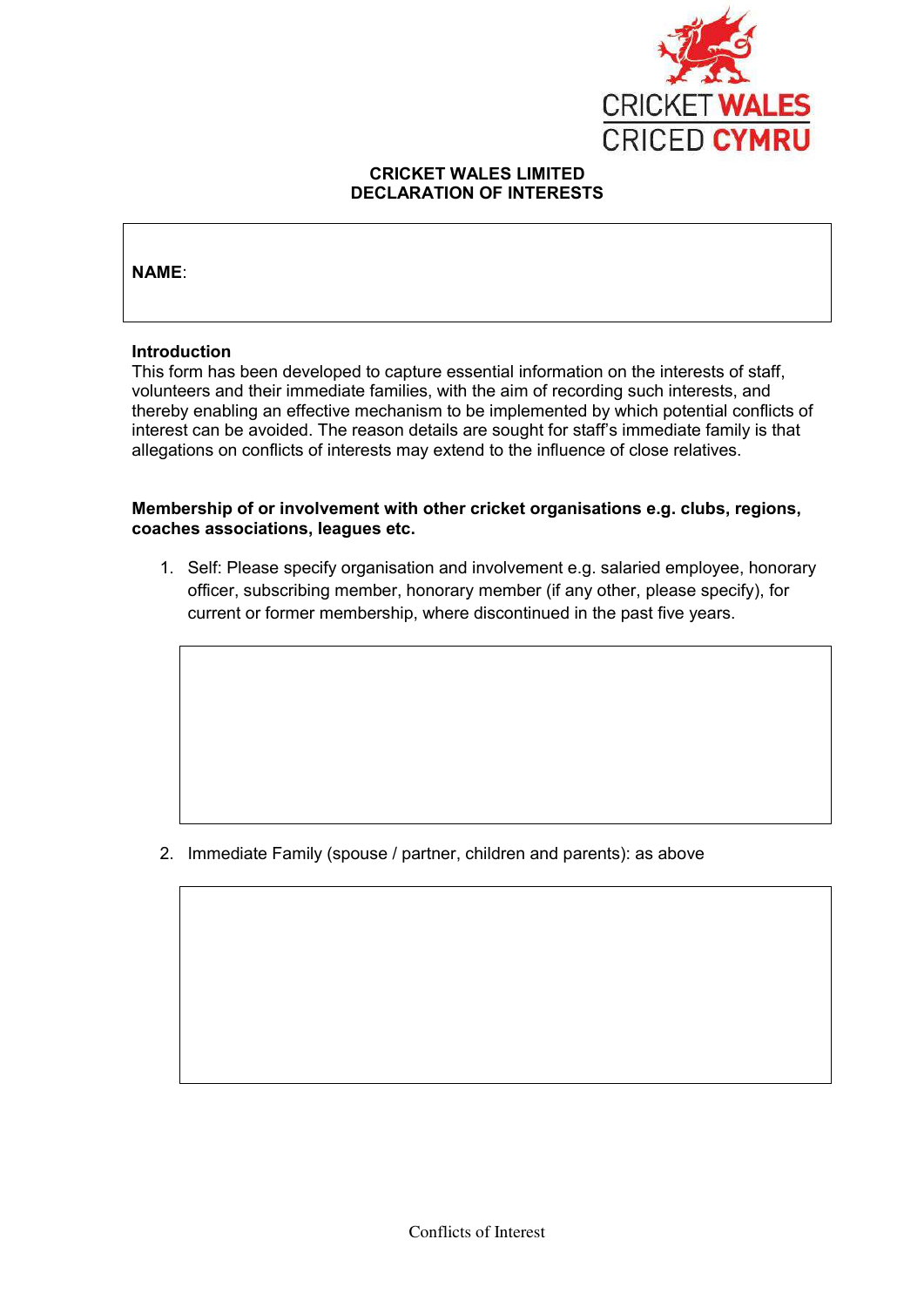CRICKET WALES
CRICED CYMRU

**CRICKET WALES LIMITED**
**DECLARATION OF INTERESTS**

| **NAME**: |
|---|

**Introduction**
This form has been developed to capture essential information on the interests of staff, volunteers and their immediate families, with the aim of recording such interests, and thereby enabling an effective mechanism to be implemented by which potential conflicts of interest can be avoided. The reason details are sought for staff's immediate family is that allegations on conflicts of interests may extend to the influence of close relatives.

**Membership of or involvement with other cricket organisations e.g. clubs, regions, coaches associations, leagues etc.**

1. Self: Please specify organisation and involvement e.g. salaried employee, honorary officer, subscribing member, honorary member (if any other, please specify), for current or former membership, where discontinued in the past five years.

| |
|---|
| |

2. Immediate Family (spouse / partner, children and parents): as above

| |
|---|
| |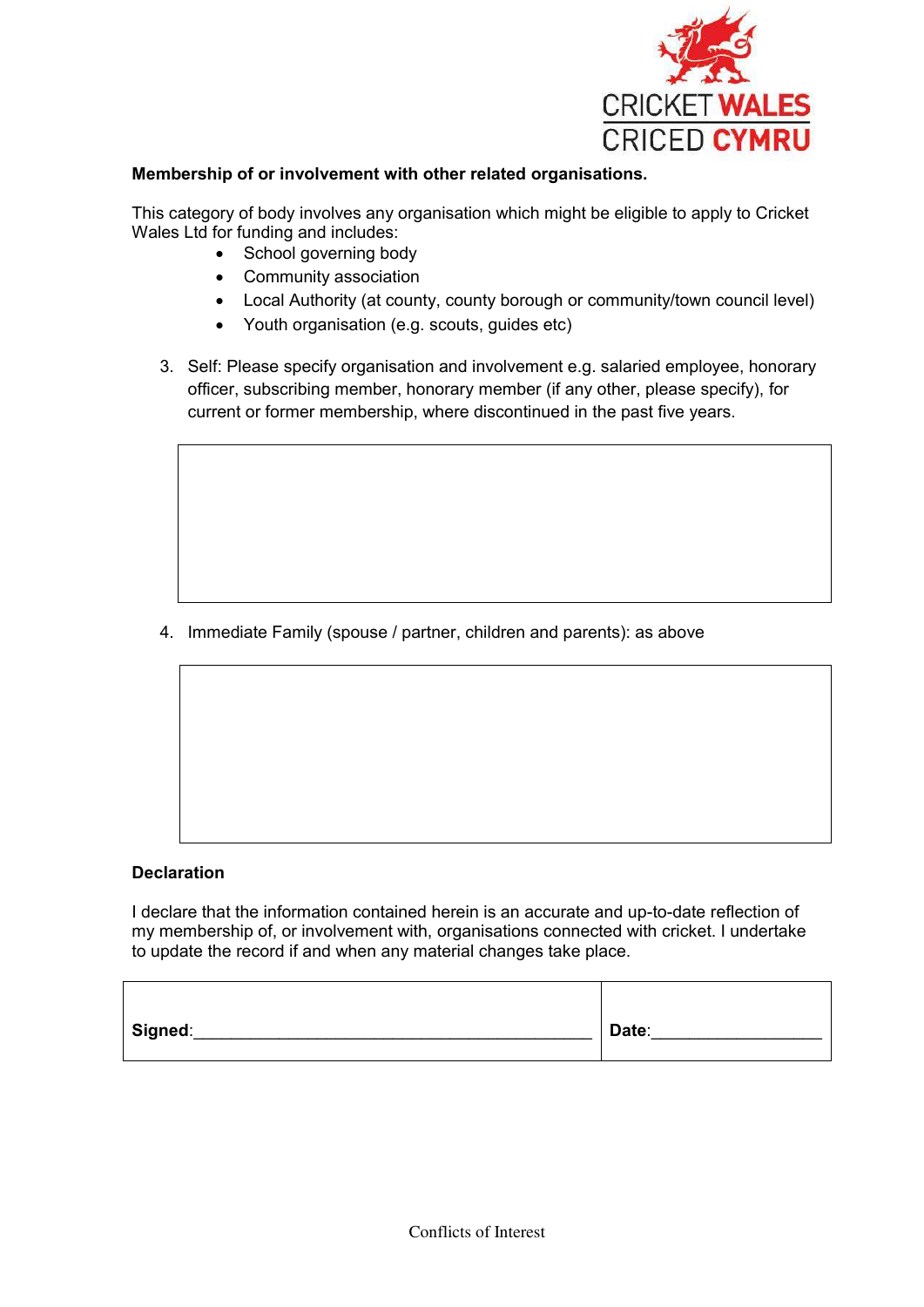**Membership of or involvement with other related organisations.**

This category of body involves any organisation which might be eligible to apply to Cricket Wales Ltd for funding and includes:

- School governing body
- Community association
- Local Authority (at county, county borough or community/town council level)
- Youth organisation (e.g. scouts, guides etc)

3. Self: Please specify organisation and involvement e.g. salaried employee, honorary officer, subscribing member, honorary member (if any other, please specify), for current or former membership, where discontinued in the past five years.

| |
|---|
| |

4. Immediate Family (spouse / partner, children and parents): as above

| |
|---|
| |

**Declaration**

I declare that the information contained herein is an accurate and up-to-date reflection of my membership of, or involvement with, organisations connected with cricket. I undertake to update the record if and when any material changes take place.

| | |
|---|---|
| **Signed**:\_\_\_\_\_\_\_\_\_\_\_\_\_\_\_\_\_\_\_\_\_\_\_\_\_\_\_\_\_\_\_\_\_\_\_\_\_\_\_\_\_\_ | **Date**:\_\_\_\_\_\_\_\_\_\_\_\_\_\_\_\_\_\_ |